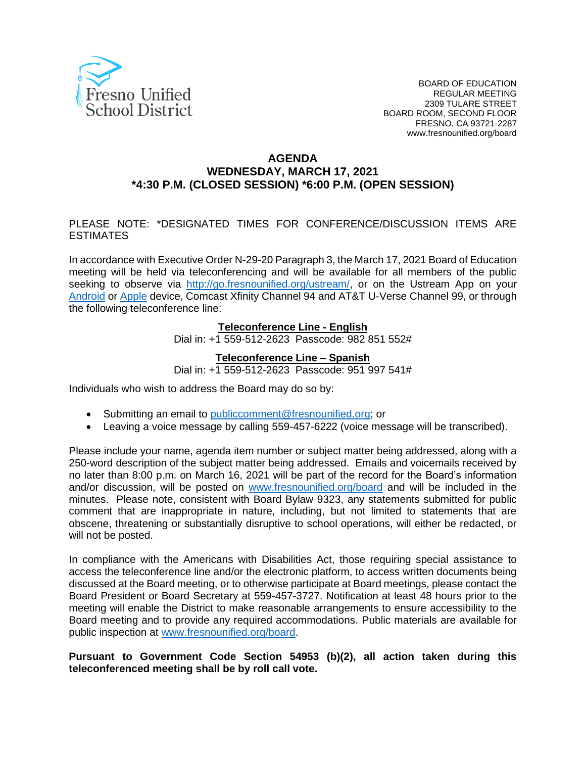Fresno Unified School District

BOARD OF EDUCATION
REGULAR MEETING
2309 TULARE STREET
BOARD ROOM, SECOND FLOOR
FRESNO, CA 93721-2287
www.fresnounified.org/board

# AGENDA
## WEDNESDAY, MARCH 17, 2021
## *4:30 P.M. (CLOSED SESSION) *6:00 P.M. (OPEN SESSION)

PLEASE NOTE: *DESIGNATED TIMES FOR CONFERENCE/DISCUSSION ITEMS ARE ESTIMATES

In accordance with Executive Order N-29-20 Paragraph 3, the March 17, 2021 Board of Education meeting will be held via teleconferencing and will be available for all members of the public seeking to observe via http://go.fresnounified.org/ustream/, or on the Ustream App on your Android or Apple device, Comcast Xfinity Channel 94 and AT&T U-Verse Channel 99, or through the following teleconference line:

**Teleconference Line - English**
Dial in: +1 559-512-2623 Passcode: 982 851 552#

**Teleconference Line – Spanish**
Dial in: +1 559-512-2623 Passcode: 951 997 541#

Individuals who wish to address the Board may do so by:

- Submitting an email to publiccomment@fresnounified.org; or
- Leaving a voice message by calling 559-457-6222 (voice message will be transcribed).

Please include your name, agenda item number or subject matter being addressed, along with a 250-word description of the subject matter being addressed. Emails and voicemails received by no later than 8:00 p.m. on March 16, 2021 will be part of the record for the Board's information and/or discussion, will be posted on www.fresnounified.org/board and will be included in the minutes. Please note, consistent with Board Bylaw 9323, any statements submitted for public comment that are inappropriate in nature, including, but not limited to statements that are obscene, threatening or substantially disruptive to school operations, will either be redacted, or will not be posted.

In compliance with the Americans with Disabilities Act, those requiring special assistance to access the teleconference line and/or the electronic platform, to access written documents being discussed at the Board meeting, or to otherwise participate at Board meetings, please contact the Board President or Board Secretary at 559-457-3727. Notification at least 48 hours prior to the meeting will enable the District to make reasonable arrangements to ensure accessibility to the Board meeting and to provide any required accommodations. Public materials are available for public inspection at www.fresnounified.org/board.

**Pursuant to Government Code Section 54953 (b)(2), all action taken during this teleconferenced meeting shall be by roll call vote.**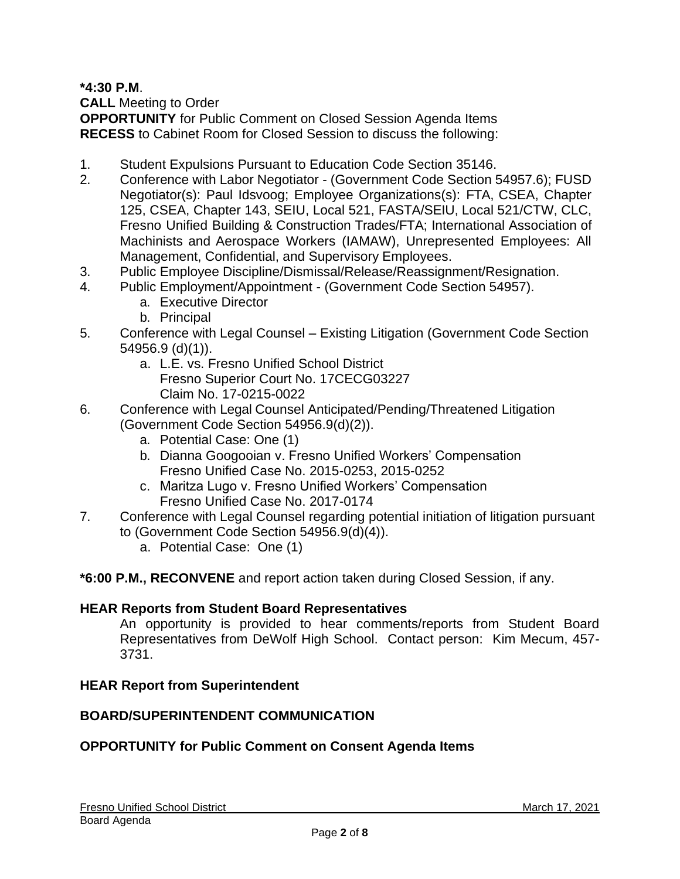**\*4:30 P.M**.

**CALL** Meeting to Order

**OPPORTUNITY** for Public Comment on Closed Session Agenda Items

**RECESS** to Cabinet Room for Closed Session to discuss the following:

1. Student Expulsions Pursuant to Education Code Section 35146.
2. Conference with Labor Negotiator - (Government Code Section 54957.6); FUSD Negotiator(s): Paul Idsvoog; Employee Organizations(s): FTA, CSEA, Chapter 125, CSEA, Chapter 143, SEIU, Local 521, FASTA/SEIU, Local 521/CTW, CLC, Fresno Unified Building & Construction Trades/FTA; International Association of Machinists and Aerospace Workers (IAMAW), Unrepresented Employees: All Management, Confidential, and Supervisory Employees.
3. Public Employee Discipline/Dismissal/Release/Reassignment/Resignation.
4. Public Employment/Appointment - (Government Code Section 54957).
   a. Executive Director
   b. Principal
5. Conference with Legal Counsel – Existing Litigation (Government Code Section 54956.9 (d)(1)).
   a. L.E. vs. Fresno Unified School District
      Fresno Superior Court No. 17CECG03227
      Claim No. 17-0215-0022
6. Conference with Legal Counsel Anticipated/Pending/Threatened Litigation (Government Code Section 54956.9(d)(2)).
   a. Potential Case: One (1)
   b. Dianna Googooian v. Fresno Unified Workers' Compensation
      Fresno Unified Case No. 2015-0253, 2015-0252
   c. Maritza Lugo v. Fresno Unified Workers' Compensation
      Fresno Unified Case No. 2017-0174
7. Conference with Legal Counsel regarding potential initiation of litigation pursuant to (Government Code Section 54956.9(d)(4)).
   a. Potential Case: One (1)

**\*6:00 P.M., RECONVENE** and report action taken during Closed Session, if any.

**HEAR Reports from Student Board Representatives**

An opportunity is provided to hear comments/reports from Student Board Representatives from DeWolf High School. Contact person: Kim Mecum, 457-3731.

**HEAR Report from Superintendent**

**BOARD/SUPERINTENDENT COMMUNICATION**

**OPPORTUNITY for Public Comment on Consent Agenda Items**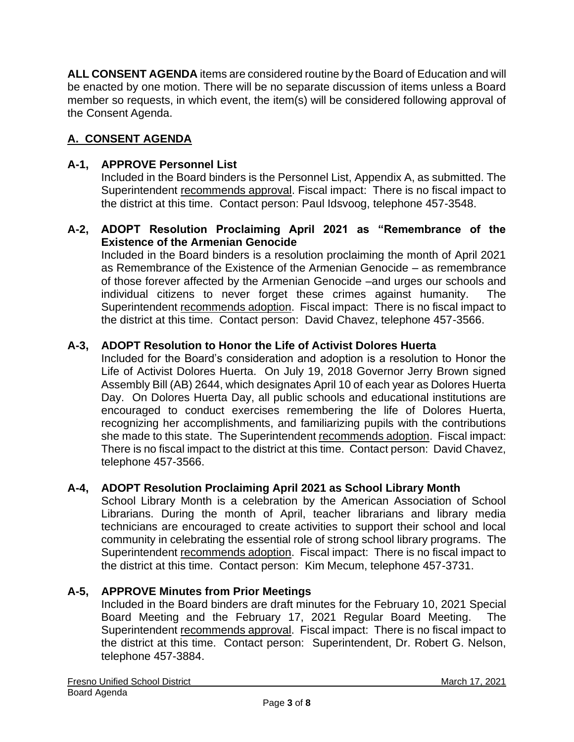**ALL CONSENT AGENDA** items are considered routine by the Board of Education and will be enacted by one motion. There will be no separate discussion of items unless a Board member so requests, in which event, the item(s) will be considered following approval of the Consent Agenda.

## A. CONSENT AGENDA

### A-1, APPROVE Personnel List

Included in the Board binders is the Personnel List, Appendix A, as submitted. The Superintendent recommends approval. Fiscal impact: There is no fiscal impact to the district at this time. Contact person: Paul Idsvoog, telephone 457-3548.

### A-2, ADOPT Resolution Proclaiming April 2021 as "Remembrance of the Existence of the Armenian Genocide

Included in the Board binders is a resolution proclaiming the month of April 2021 as Remembrance of the Existence of the Armenian Genocide – as remembrance of those forever affected by the Armenian Genocide –and urges our schools and individual citizens to never forget these crimes against humanity. The Superintendent recommends adoption. Fiscal impact: There is no fiscal impact to the district at this time. Contact person: David Chavez, telephone 457-3566.

### A-3, ADOPT Resolution to Honor the Life of Activist Dolores Huerta

Included for the Board's consideration and adoption is a resolution to Honor the Life of Activist Dolores Huerta. On July 19, 2018 Governor Jerry Brown signed Assembly Bill (AB) 2644, which designates April 10 of each year as Dolores Huerta Day. On Dolores Huerta Day, all public schools and educational institutions are encouraged to conduct exercises remembering the life of Dolores Huerta, recognizing her accomplishments, and familiarizing pupils with the contributions she made to this state. The Superintendent recommends adoption. Fiscal impact: There is no fiscal impact to the district at this time. Contact person: David Chavez, telephone 457-3566.

### A-4, ADOPT Resolution Proclaiming April 2021 as School Library Month

School Library Month is a celebration by the American Association of School Librarians. During the month of April, teacher librarians and library media technicians are encouraged to create activities to support their school and local community in celebrating the essential role of strong school library programs. The Superintendent recommends adoption. Fiscal impact: There is no fiscal impact to the district at this time. Contact person: Kim Mecum, telephone 457-3731.

### A-5, APPROVE Minutes from Prior Meetings

Included in the Board binders are draft minutes for the February 10, 2021 Special Board Meeting and the February 17, 2021 Regular Board Meeting. The Superintendent recommends approval. Fiscal impact: There is no fiscal impact to the district at this time. Contact person: Superintendent, Dr. Robert G. Nelson, telephone 457-3884.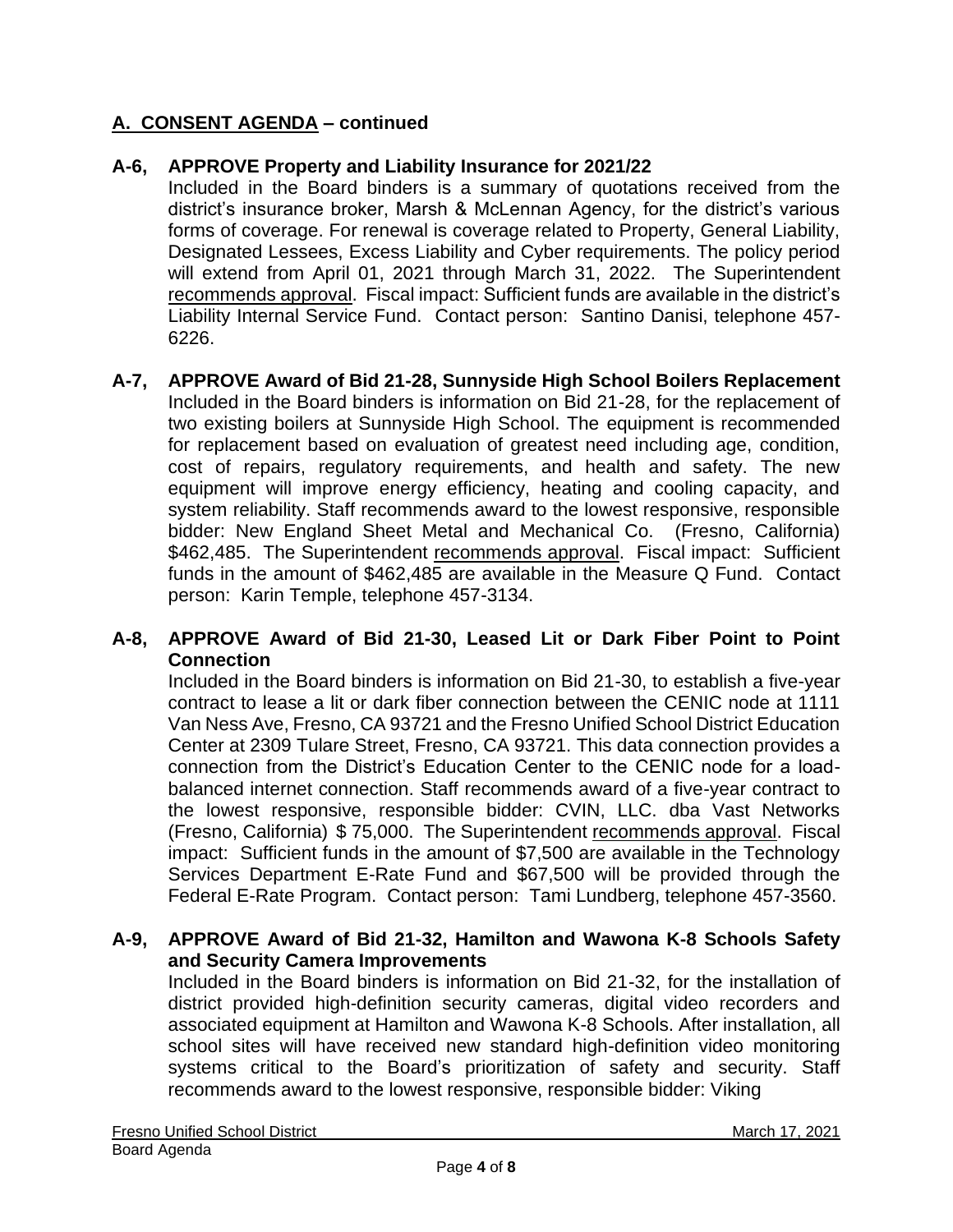## A. CONSENT AGENDA – continued

**A-6, APPROVE Property and Liability Insurance for 2021/22**

Included in the Board binders is a summary of quotations received from the district's insurance broker, Marsh & McLennan Agency, for the district's various forms of coverage. For renewal is coverage related to Property, General Liability, Designated Lessees, Excess Liability and Cyber requirements. The policy period will extend from April 01, 2021 through March 31, 2022. The Superintendent recommends approval. Fiscal impact: Sufficient funds are available in the district's Liability Internal Service Fund. Contact person: Santino Danisi, telephone 457-6226.

**A-7, APPROVE Award of Bid 21-28, Sunnyside High School Boilers Replacement**

Included in the Board binders is information on Bid 21-28, for the replacement of two existing boilers at Sunnyside High School. The equipment is recommended for replacement based on evaluation of greatest need including age, condition, cost of repairs, regulatory requirements, and health and safety. The new equipment will improve energy efficiency, heating and cooling capacity, and system reliability. Staff recommends award to the lowest responsive, responsible bidder: New England Sheet Metal and Mechanical Co. (Fresno, California) $462,485. The Superintendent recommends approval. Fiscal impact: Sufficient funds in the amount of $462,485 are available in the Measure Q Fund. Contact person: Karin Temple, telephone 457-3134.

**A-8, APPROVE Award of Bid 21-30, Leased Lit or Dark Fiber Point to Point Connection**

Included in the Board binders is information on Bid 21-30, to establish a five-year contract to lease a lit or dark fiber connection between the CENIC node at 1111 Van Ness Ave, Fresno, CA 93721 and the Fresno Unified School District Education Center at 2309 Tulare Street, Fresno, CA 93721. This data connection provides a connection from the District's Education Center to the CENIC node for a load-balanced internet connection. Staff recommends award of a five-year contract to the lowest responsive, responsible bidder: CVIN, LLC. dba Vast Networks (Fresno, California) $ 75,000. The Superintendent recommends approval. Fiscal impact: Sufficient funds in the amount of $7,500 are available in the Technology Services Department E-Rate Fund and $67,500 will be provided through the Federal E-Rate Program. Contact person: Tami Lundberg, telephone 457-3560.

**A-9, APPROVE Award of Bid 21-32, Hamilton and Wawona K-8 Schools Safety and Security Camera Improvements**

Included in the Board binders is information on Bid 21-32, for the installation of district provided high-definition security cameras, digital video recorders and associated equipment at Hamilton and Wawona K-8 Schools. After installation, all school sites will have received new standard high-definition video monitoring systems critical to the Board's prioritization of safety and security. Staff recommends award to the lowest responsive, responsible bidder: Viking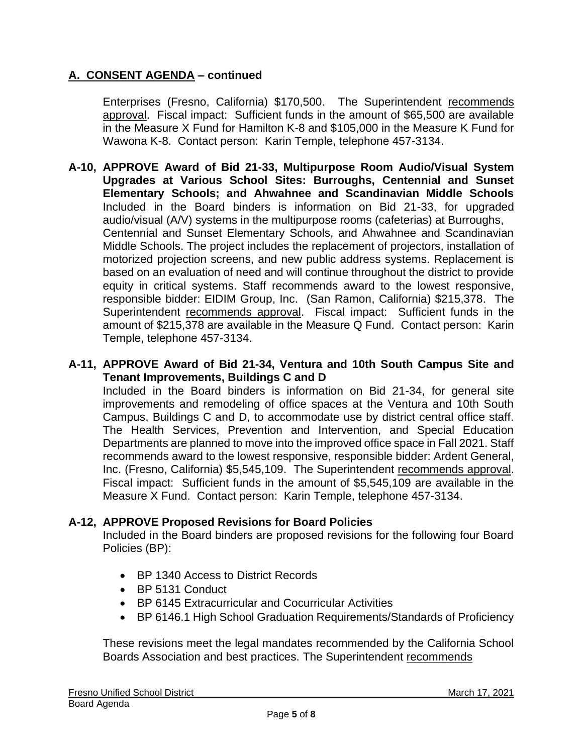## A. CONSENT AGENDA – continued

Enterprises (Fresno, California) $170,500. The Superintendent recommends approval. Fiscal impact: Sufficient funds in the amount of $65,500 are available in the Measure X Fund for Hamilton K-8 and $105,000 in the Measure K Fund for Wawona K-8. Contact person: Karin Temple, telephone 457-3134.

**A-10, APPROVE Award of Bid 21-33, Multipurpose Room Audio/Visual System Upgrades at Various School Sites: Burroughs, Centennial and Sunset Elementary Schools; and Ahwahnee and Scandinavian Middle Schools**
Included in the Board binders is information on Bid 21-33, for upgraded audio/visual (A/V) systems in the multipurpose rooms (cafeterias) at Burroughs, Centennial and Sunset Elementary Schools, and Ahwahnee and Scandinavian Middle Schools. The project includes the replacement of projectors, installation of motorized projection screens, and new public address systems. Replacement is based on an evaluation of need and will continue throughout the district to provide equity in critical systems. Staff recommends award to the lowest responsive, responsible bidder: EIDIM Group, Inc. (San Ramon, California) $215,378. The Superintendent recommends approval. Fiscal impact: Sufficient funds in the amount of $215,378 are available in the Measure Q Fund. Contact person: Karin Temple, telephone 457-3134.

**A-11, APPROVE Award of Bid 21-34, Ventura and 10th South Campus Site and Tenant Improvements, Buildings C and D**
Included in the Board binders is information on Bid 21-34, for general site improvements and remodeling of office spaces at the Ventura and 10th South Campus, Buildings C and D, to accommodate use by district central office staff. The Health Services, Prevention and Intervention, and Special Education Departments are planned to move into the improved office space in Fall 2021. Staff recommends award to the lowest responsive, responsible bidder: Ardent General, Inc. (Fresno, California) $5,545,109. The Superintendent recommends approval. Fiscal impact: Sufficient funds in the amount of $5,545,109 are available in the Measure X Fund. Contact person: Karin Temple, telephone 457-3134.

**A-12, APPROVE Proposed Revisions for Board Policies**
Included in the Board binders are proposed revisions for the following four Board Policies (BP):

- BP 1340 Access to District Records
- BP 5131 Conduct
- BP 6145 Extracurricular and Cocurricular Activities
- BP 6146.1 High School Graduation Requirements/Standards of Proficiency

These revisions meet the legal mandates recommended by the California School Boards Association and best practices. The Superintendent recommends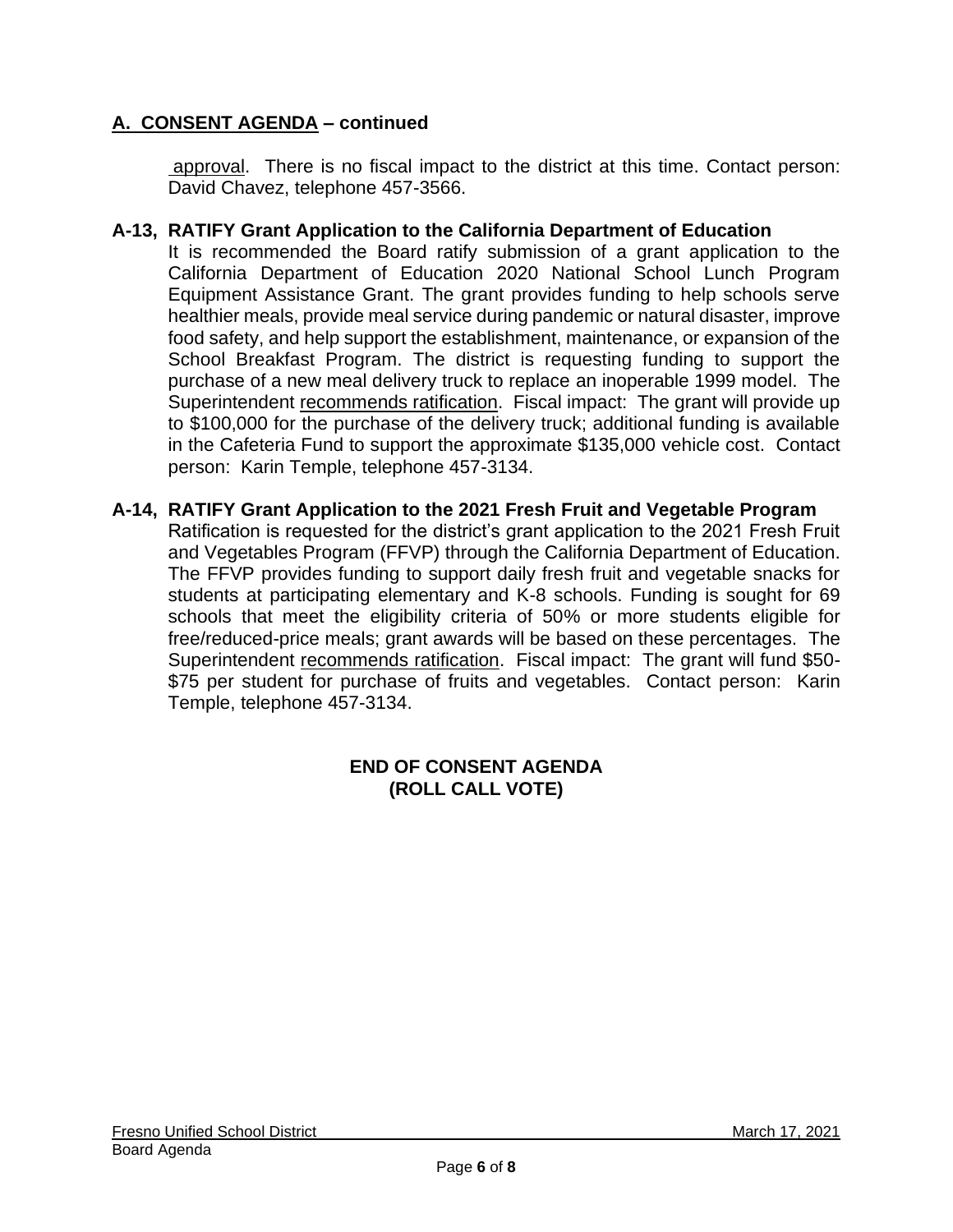## A. CONSENT AGENDA – continued

approval. There is no fiscal impact to the district at this time. Contact person: David Chavez, telephone 457-3566.

### A-13, RATIFY Grant Application to the California Department of Education

It is recommended the Board ratify submission of a grant application to the California Department of Education 2020 National School Lunch Program Equipment Assistance Grant. The grant provides funding to help schools serve healthier meals, provide meal service during pandemic or natural disaster, improve food safety, and help support the establishment, maintenance, or expansion of the School Breakfast Program. The district is requesting funding to support the purchase of a new meal delivery truck to replace an inoperable 1999 model. The Superintendent recommends ratification. Fiscal impact: The grant will provide up to $100,000 for the purchase of the delivery truck; additional funding is available in the Cafeteria Fund to support the approximate $135,000 vehicle cost. Contact person: Karin Temple, telephone 457-3134.

### A-14, RATIFY Grant Application to the 2021 Fresh Fruit and Vegetable Program

Ratification is requested for the district's grant application to the 2021 Fresh Fruit and Vegetables Program (FFVP) through the California Department of Education. The FFVP provides funding to support daily fresh fruit and vegetable snacks for students at participating elementary and K-8 schools. Funding is sought for 69 schools that meet the eligibility criteria of 50% or more students eligible for free/reduced-price meals; grant awards will be based on these percentages. The Superintendent recommends ratification. Fiscal impact: The grant will fund $50-$75 per student for purchase of fruits and vegetables. Contact person: Karin Temple, telephone 457-3134.

**END OF CONSENT AGENDA**
**(ROLL CALL VOTE)**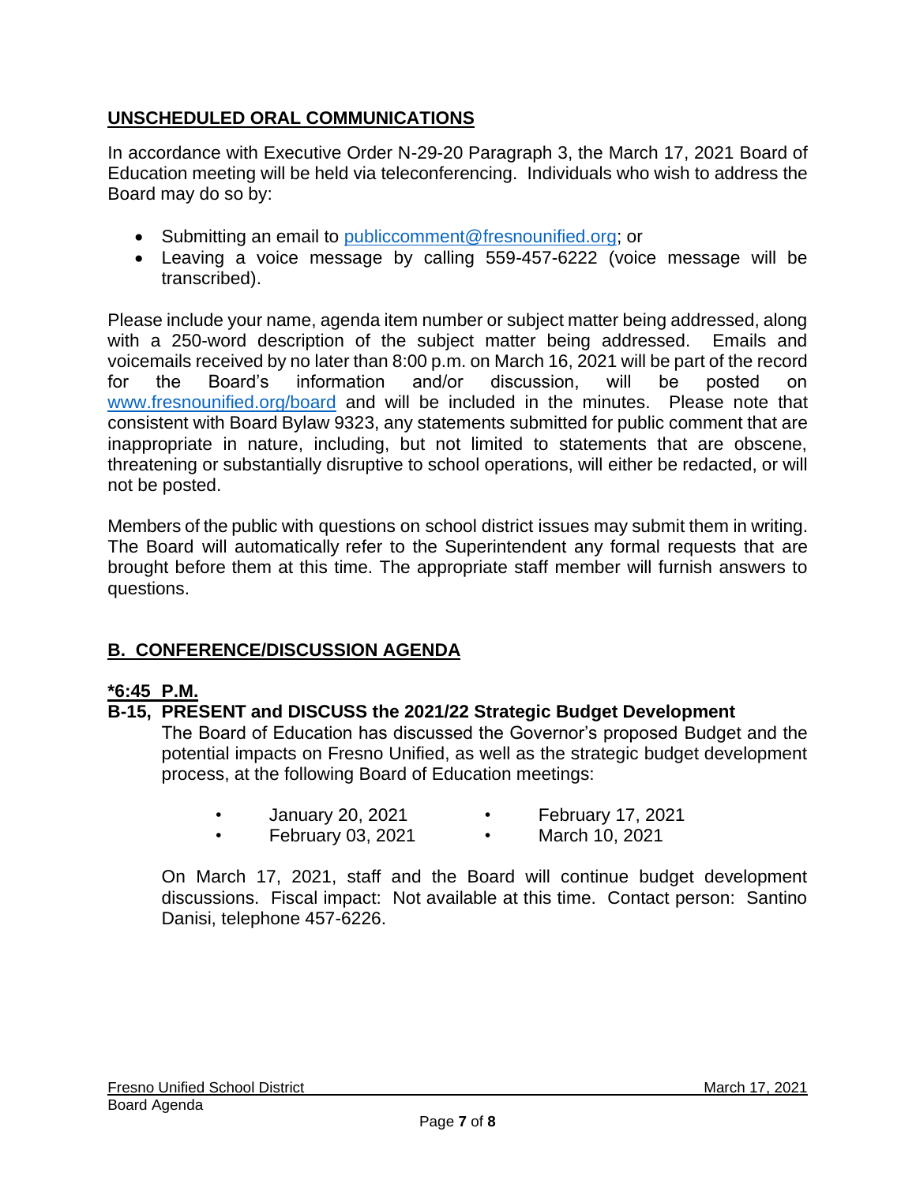## UNSCHEDULED ORAL COMMUNICATIONS

In accordance with Executive Order N-29-20 Paragraph 3, the March 17, 2021 Board of Education meeting will be held via teleconferencing. Individuals who wish to address the Board may do so by:

- Submitting an email to publiccomment@fresnounified.org; or
- Leaving a voice message by calling 559-457-6222 (voice message will be transcribed).

Please include your name, agenda item number or subject matter being addressed, along with a 250-word description of the subject matter being addressed. Emails and voicemails received by no later than 8:00 p.m. on March 16, 2021 will be part of the record for the Board's information and/or discussion, will be posted on www.fresnounified.org/board and will be included in the minutes. Please note that consistent with Board Bylaw 9323, any statements submitted for public comment that are inappropriate in nature, including, but not limited to statements that are obscene, threatening or substantially disruptive to school operations, will either be redacted, or will not be posted.

Members of the public with questions on school district issues may submit them in writing. The Board will automatically refer to the Superintendent any formal requests that are brought before them at this time. The appropriate staff member will furnish answers to questions.

## B. CONFERENCE/DISCUSSION AGENDA

**\*6:45 P.M.**

**B-15, PRESENT and DISCUSS the 2021/22 Strategic Budget Development**

The Board of Education has discussed the Governor's proposed Budget and the potential impacts on Fresno Unified, as well as the strategic budget development process, at the following Board of Education meetings:

- January 20, 2021
- February 03, 2021
- February 17, 2021
- March 10, 2021

On March 17, 2021, staff and the Board will continue budget development discussions. Fiscal impact: Not available at this time. Contact person: Santino Danisi, telephone 457-6226.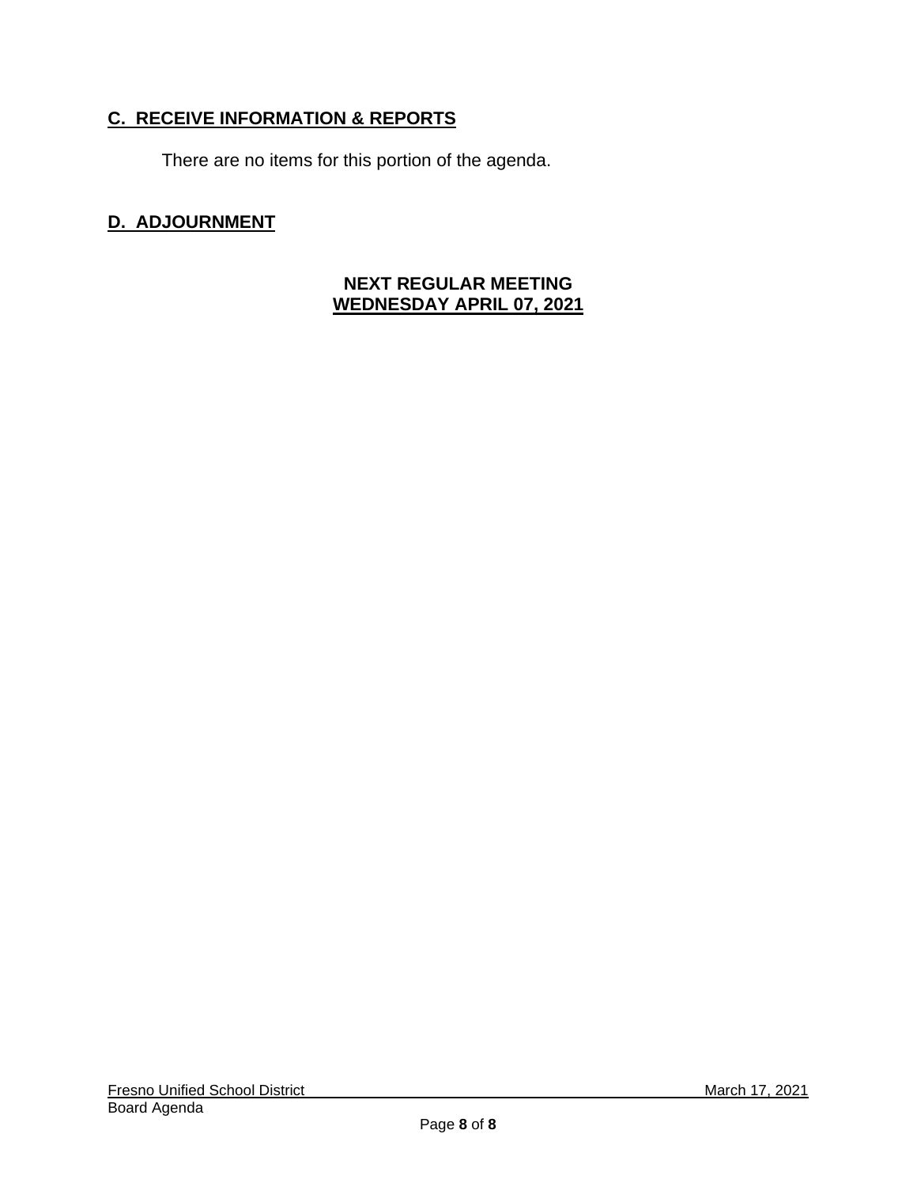## C. RECEIVE INFORMATION & REPORTS

There are no items for this portion of the agenda.

## D. ADJOURNMENT

**NEXT REGULAR MEETING**
**WEDNESDAY APRIL 07, 2021**